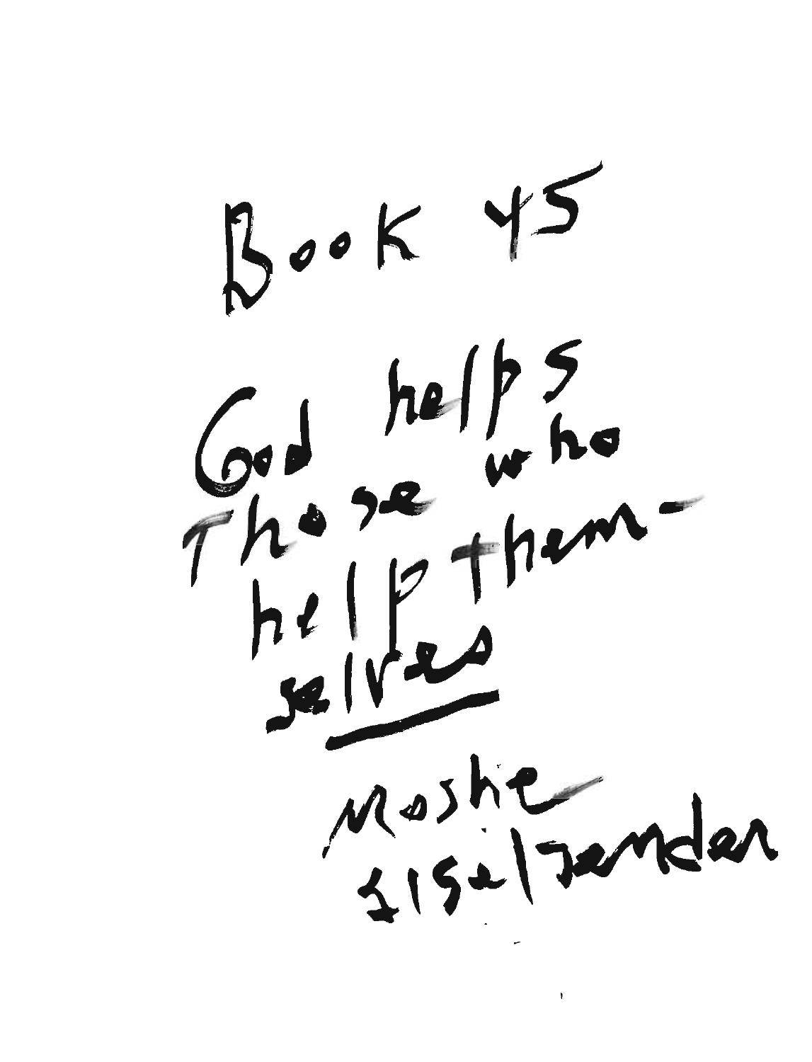# Book 45

God helps
Those who
help them-
selves

Moshe
Eiselzender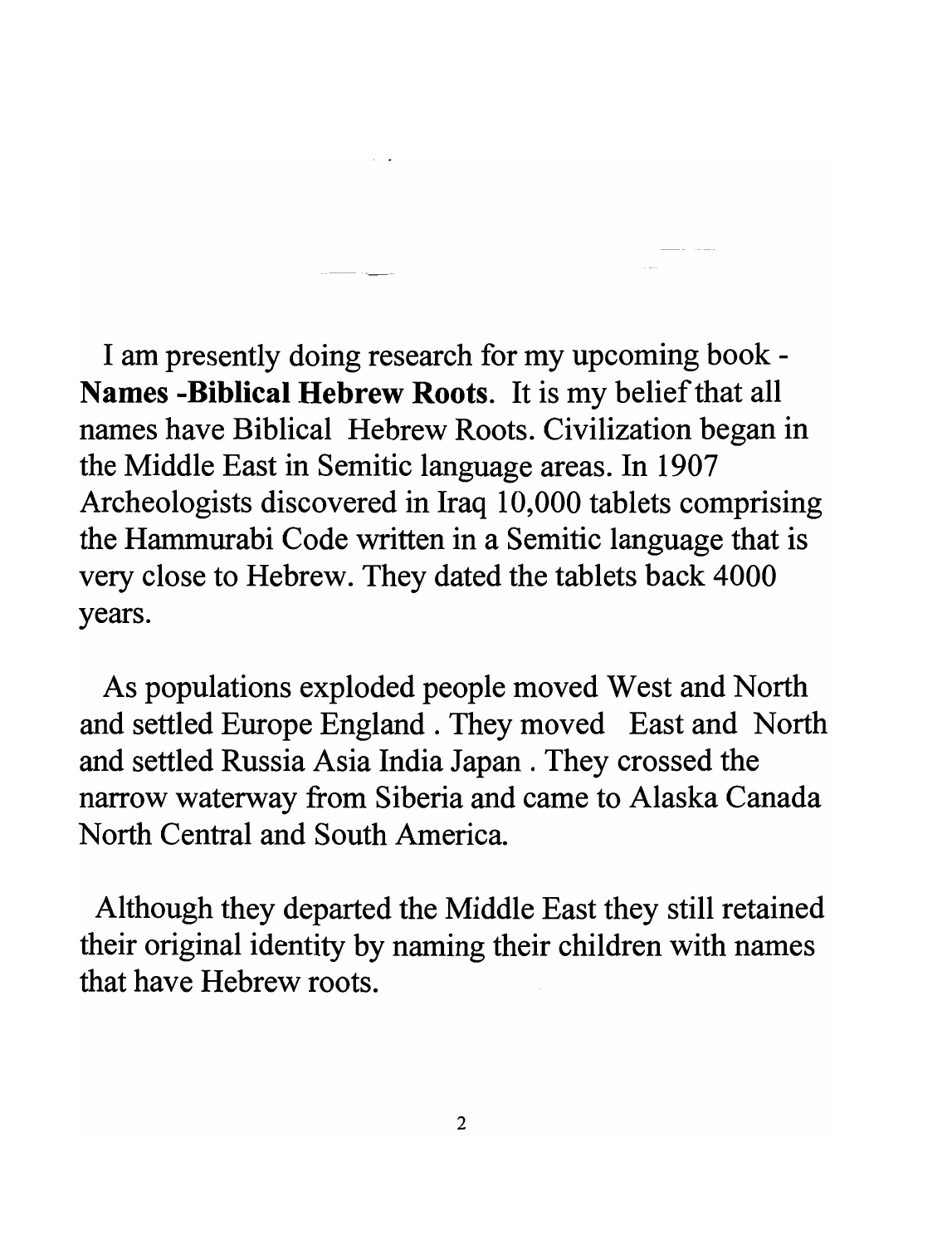I am presently doing research for my upcoming book - **Names -Biblical Hebrew Roots**. It is my belief that all names have Biblical Hebrew Roots. Civilization began in the Middle East in Semitic language areas. In 1907 Archeologists discovered in Iraq 10,000 tablets comprising the Hammurabi Code written in a Semitic language that is very close to Hebrew. They dated the tablets back 4000 years.

As populations exploded people moved West and North and settled Europe England . They moved East and North and settled Russia Asia India Japan . They crossed the narrow waterway from Siberia and came to Alaska Canada North Central and South America.

Although they departed the Middle East they still retained their original identity by naming their children with names that have Hebrew roots.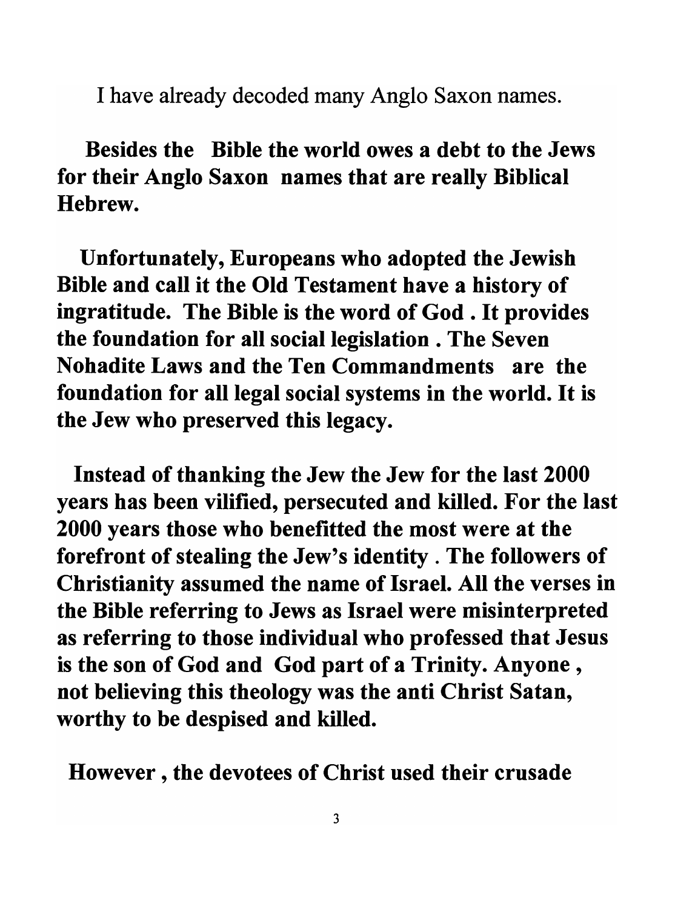I have already decoded many Anglo Saxon names.

**Besides the Bible the world owes a debt to the Jews for their Anglo Saxon names that are really Biblical Hebrew.**

**Unfortunately, Europeans who adopted the Jewish Bible and call it the Old Testament have a history of ingratitude. The Bible is the word of God . It provides the foundation for all social legislation . The Seven Nohadite Laws and the Ten Commandments are the foundation for all legal social systems in the world. It is the Jew who preserved this legacy.**

**Instead of thanking the Jew the Jew for the last 2000 years has been vilified, persecuted and killed. For the last 2000 years those who benefitted the most were at the forefront of stealing the Jew's identity . The followers of Christianity assumed the name of Israel. All the verses in the Bible referring to Jews as Israel were misinterpreted as referring to those individual who professed that Jesus is the son of God and God part of a Trinity. Anyone , not believing this theology was the anti Christ Satan, worthy to be despised and killed.**

**However , the devotees of Christ used their crusade**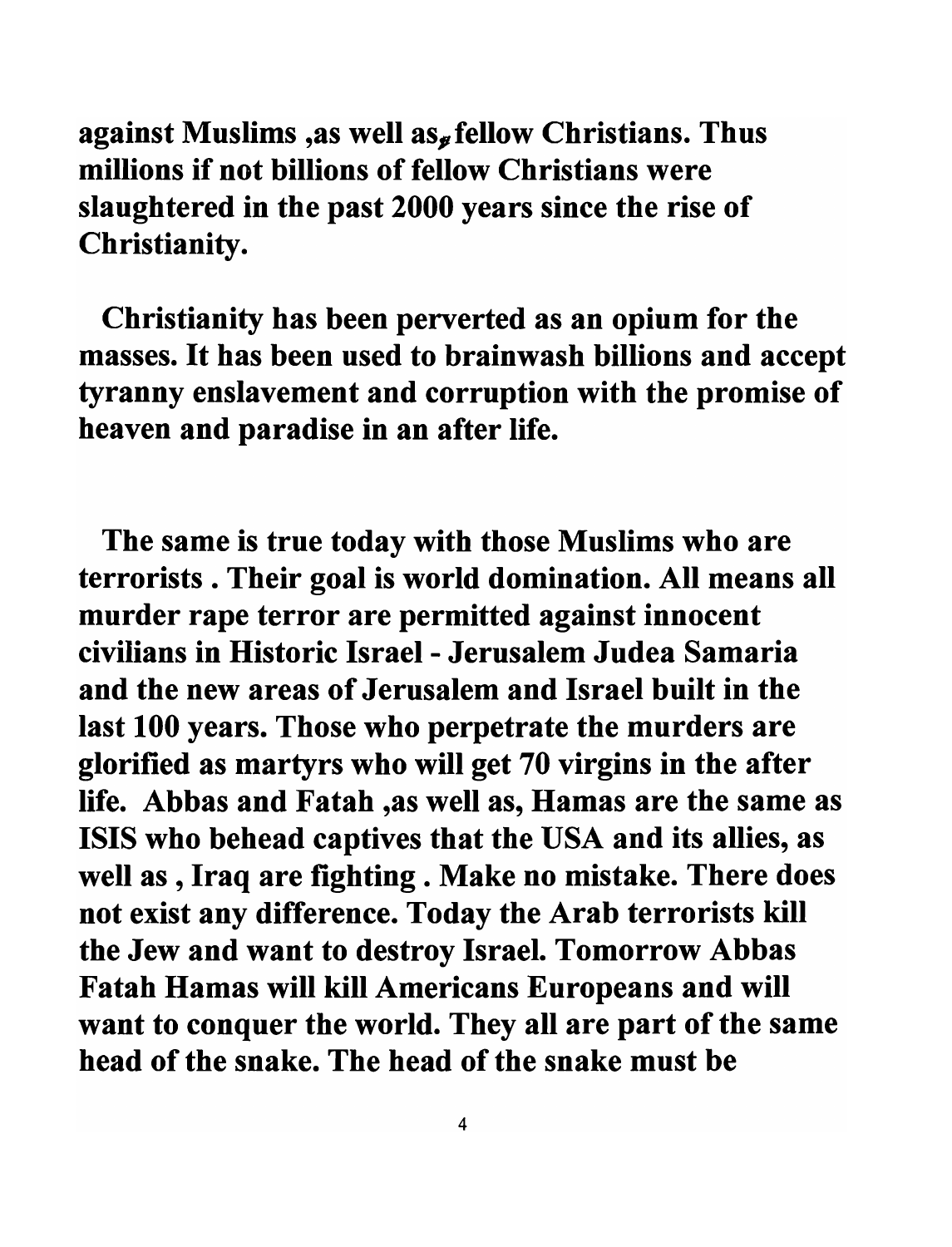**against Muslims ,as well as, fellow Christians. Thus millions if not billions of fellow Christians were slaughtered in the past 2000 years since the rise of Christianity.**

**Christianity has been perverted as an opium for the masses. It has been used to brainwash billions and accept tyranny enslavement and corruption with the promise of heaven and paradise in an after life.**

**The same is true today with those Muslims who are terrorists . Their goal is world domination. All means all murder rape terror are permitted against innocent civilians in Historic Israel - Jerusalem Judea Samaria and the new areas of Jerusalem and Israel built in the last 100 years. Those who perpetrate the murders are glorified as martyrs who will get 70 virgins in the after life. Abbas and Fatah ,as well as, Hamas are the same as ISIS who behead captives that the USA and its allies, as well as , Iraq are fighting . Make no mistake. There does not exist any difference. Today the Arab terrorists kill the Jew and want to destroy Israel. Tomorrow Abbas Fatah Hamas will kill Americans Europeans and will want to conquer the world. They all are part of the same head of the snake. The head of the snake must be**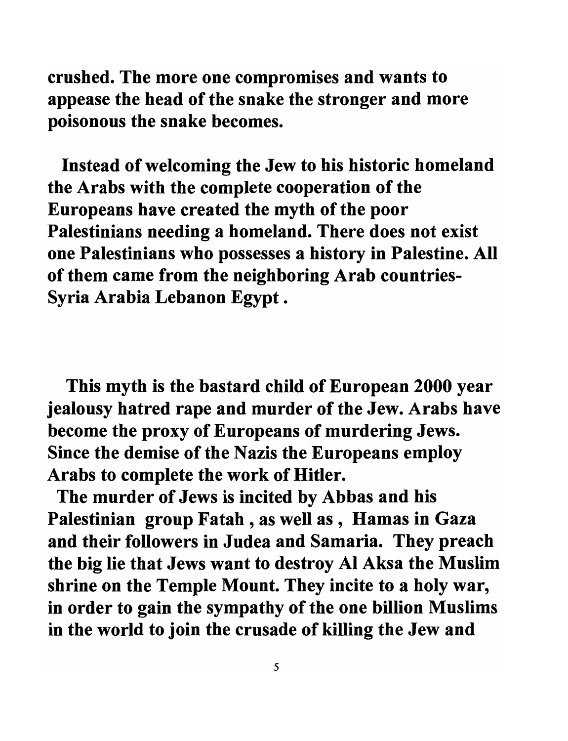**crushed. The more one compromises and wants to appease the head of the snake the stronger and more poisonous the snake becomes.**

**Instead of welcoming the Jew to his historic homeland the Arabs with the complete cooperation of the Europeans have created the myth of the poor Palestinians needing a homeland. There does not exist one Palestinians who possesses a history in Palestine. All of them came from the neighboring Arab countries- Syria Arabia Lebanon Egypt .**

**This myth is the bastard child of European 2000 year jealousy hatred rape and murder of the Jew. Arabs have become the proxy of Europeans of murdering Jews. Since the demise of the Nazis the Europeans employ Arabs to complete the work of Hitler.**

**The murder of Jews is incited by Abbas and his Palestinian group Fatah , as well as , Hamas in Gaza and their followers in Judea and Samaria. They preach the big lie that Jews want to destroy Al Aksa the Muslim shrine on the Temple Mount. They incite to a holy war, in order to gain the sympathy of the one billion Muslims in the world to join the crusade of killing the Jew and**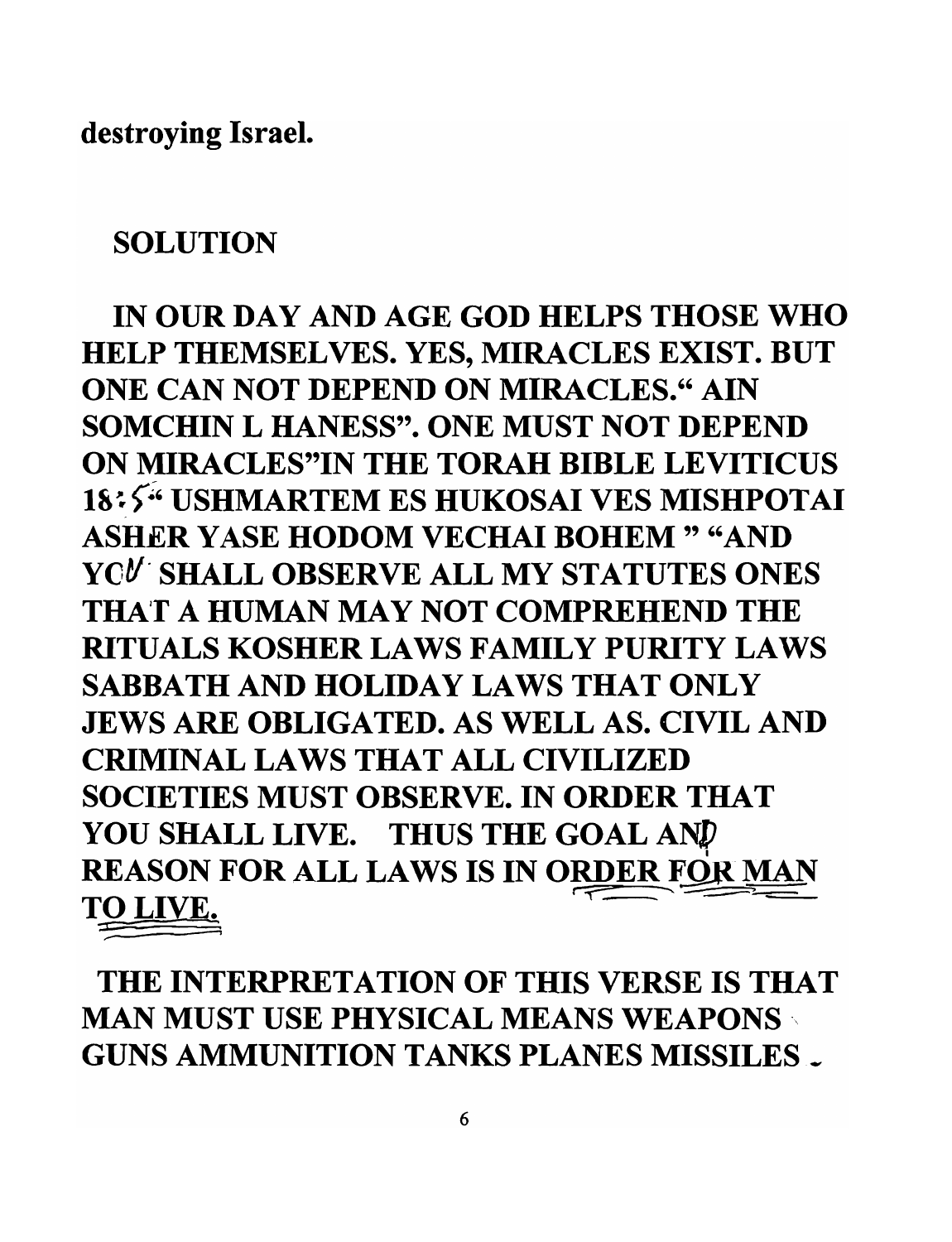destroying Israel.

**SOLUTION**

**IN OUR DAY AND AGE GOD HELPS THOSE WHO HELP THEMSELVES. YES, MIRACLES EXIST. BUT ONE CAN NOT DEPEND ON MIRACLES." AIN SOMCHIN L HANESS". ONE MUST NOT DEPEND ON MIRACLES"IN THE TORAH BIBLE LEVITICUS 18:5" USHMARTEM ES HUKOSAI VES MISHPOTAI ASHER YASE HODOM VECHAI BOHEM " "AND YOU SHALL OBSERVE ALL MY STATUTES ONES THAT A HUMAN MAY NOT COMPREHEND THE RITUALS KOSHER LAWS FAMILY PURITY LAWS SABBATH AND HOLIDAY LAWS THAT ONLY JEWS ARE OBLIGATED. AS WELL AS. CIVIL AND CRIMINAL LAWS THAT ALL CIVILIZED SOCIETIES MUST OBSERVE. IN ORDER THAT YOU SHALL LIVE. THUS THE GOAL AND REASON FOR ALL LAWS IS IN ORDER FOR MAN TO LIVE.**

**THE INTERPRETATION OF THIS VERSE IS THAT MAN MUST USE PHYSICAL MEANS WEAPONS GUNS AMMUNITION TANKS PLANES MISSILES**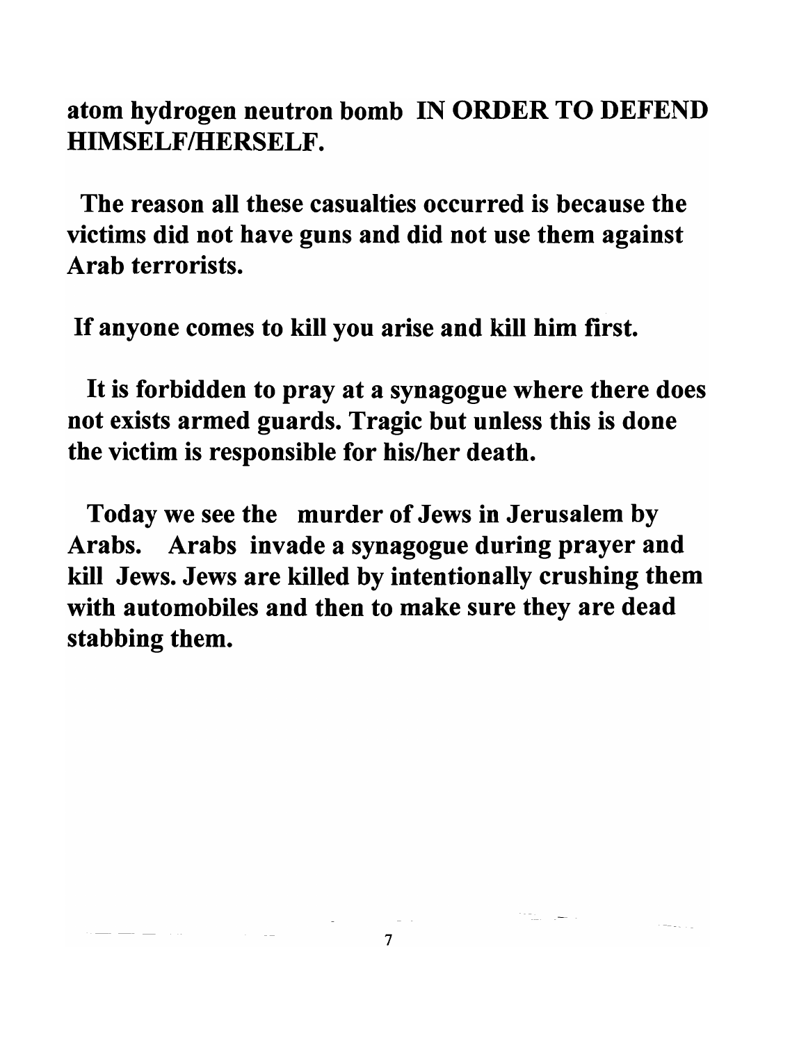**atom hydrogen neutron bomb IN ORDER TO DEFEND HIMSELF/HERSELF.**

**The reason all these casualties occurred is because the victims did not have guns and did not use them against Arab terrorists.**

**If anyone comes to kill you arise and kill him first.**

**It is forbidden to pray at a synagogue where there does not exists armed guards. Tragic but unless this is done the victim is responsible for his/her death.**

**Today we see the murder of Jews in Jerusalem by Arabs. Arabs invade a synagogue during prayer and kill Jews. Jews are killed by intentionally crushing them with automobiles and then to make sure they are dead stabbing them.**